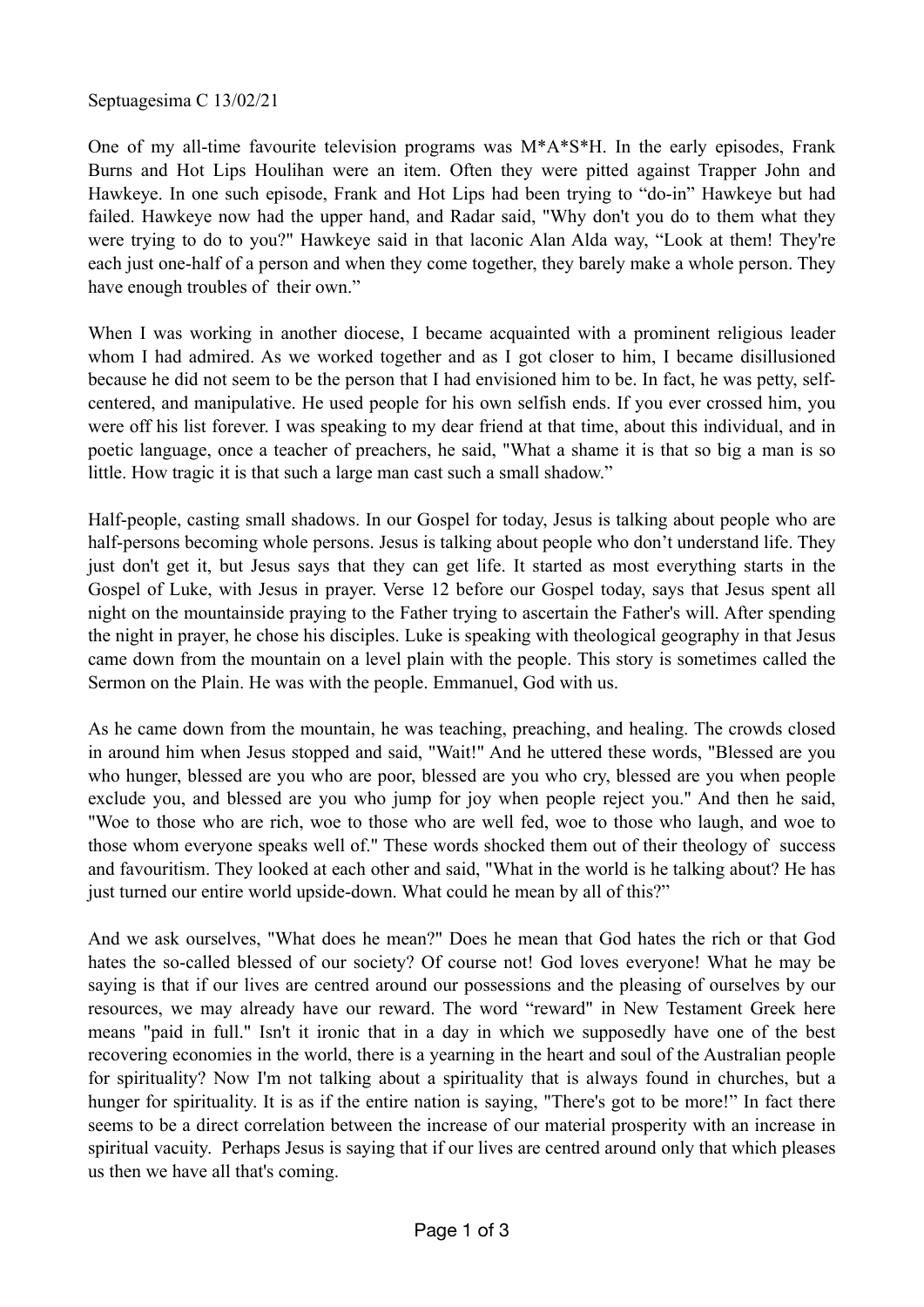Septuagesima C 13/02/21

One of my all-time favourite television programs was M*A*S*H. In the early episodes, Frank Burns and Hot Lips Houlihan were an item. Often they were pitted against Trapper John and Hawkeye. In one such episode, Frank and Hot Lips had been trying to "do-in" Hawkeye but had failed. Hawkeye now had the upper hand, and Radar said, "Why don't you do to them what they were trying to do to you?" Hawkeye said in that laconic Alan Alda way, "Look at them! They're each just one-half of a person and when they come together, they barely make a whole person. They have enough troubles of their own."

When I was working in another diocese, I became acquainted with a prominent religious leader whom I had admired. As we worked together and as I got closer to him, I became disillusioned because he did not seem to be the person that I had envisioned him to be. In fact, he was petty, self-centered, and manipulative. He used people for his own selfish ends. If you ever crossed him, you were off his list forever. I was speaking to my dear friend at that time, about this individual, and in poetic language, once a teacher of preachers, he said, "What a shame it is that so big a man is so little. How tragic it is that such a large man cast such a small shadow."

Half-people, casting small shadows. In our Gospel for today, Jesus is talking about people who are half-persons becoming whole persons. Jesus is talking about people who don't understand life. They just don't get it, but Jesus says that they can get life. It started as most everything starts in the Gospel of Luke, with Jesus in prayer. Verse 12 before our Gospel today, says that Jesus spent all night on the mountainside praying to the Father trying to ascertain the Father's will. After spending the night in prayer, he chose his disciples. Luke is speaking with theological geography in that Jesus came down from the mountain on a level plain with the people. This story is sometimes called the Sermon on the Plain. He was with the people. Emmanuel, God with us.

As he came down from the mountain, he was teaching, preaching, and healing. The crowds closed in around him when Jesus stopped and said, "Wait!" And he uttered these words, "Blessed are you who hunger, blessed are you who are poor, blessed are you who cry, blessed are you when people exclude you, and blessed are you who jump for joy when people reject you." And then he said, "Woe to those who are rich, woe to those who are well fed, woe to those who laugh, and woe to those whom everyone speaks well of." These words shocked them out of their theology of success and favouritism. They looked at each other and said, "What in the world is he talking about? He has just turned our entire world upside-down. What could he mean by all of this?"

And we ask ourselves, "What does he mean?" Does he mean that God hates the rich or that God hates the so-called blessed of our society? Of course not! God loves everyone! What he may be saying is that if our lives are centred around our possessions and the pleasing of ourselves by our resources, we may already have our reward. The word "reward" in New Testament Greek here means "paid in full." Isn't it ironic that in a day in which we supposedly have one of the best recovering economies in the world, there is a yearning in the heart and soul of the Australian people for spirituality? Now I'm not talking about a spirituality that is always found in churches, but a hunger for spirituality. It is as if the entire nation is saying, "There's got to be more!" In fact there seems to be a direct correlation between the increase of our material prosperity with an increase in spiritual vacuity. Perhaps Jesus is saying that if our lives are centred around only that which pleases us then we have all that's coming.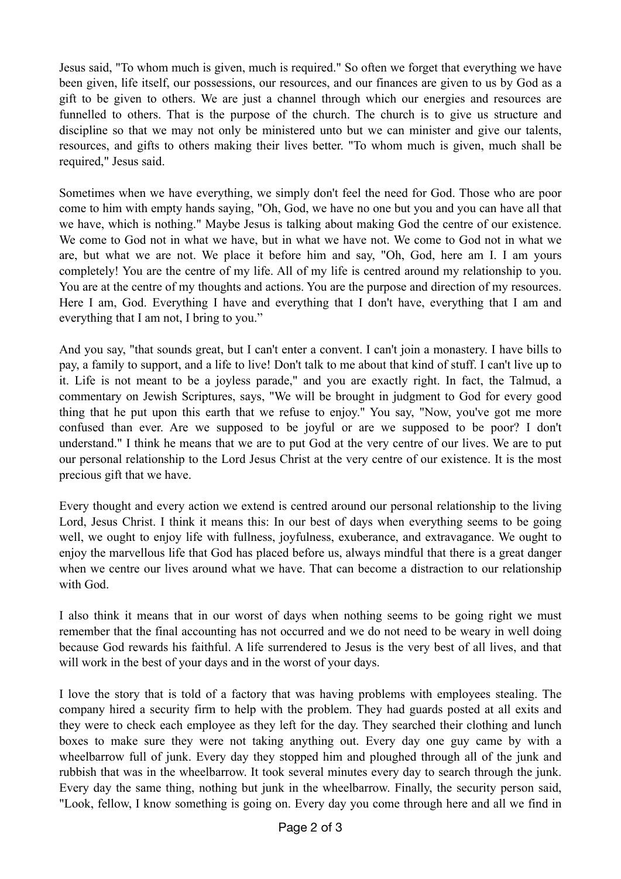Jesus said, "To whom much is given, much is required." So often we forget that everything we have been given, life itself, our possessions, our resources, and our finances are given to us by God as a gift to be given to others. We are just a channel through which our energies and resources are funnelled to others. That is the purpose of the church. The church is to give us structure and discipline so that we may not only be ministered unto but we can minister and give our talents, resources, and gifts to others making their lives better. "To whom much is given, much shall be required," Jesus said.

Sometimes when we have everything, we simply don't feel the need for God. Those who are poor come to him with empty hands saying, "Oh, God, we have no one but you and you can have all that we have, which is nothing." Maybe Jesus is talking about making God the centre of our existence. We come to God not in what we have, but in what we have not. We come to God not in what we are, but what we are not. We place it before him and say, "Oh, God, here am I. I am yours completely! You are the centre of my life. All of my life is centred around my relationship to you. You are at the centre of my thoughts and actions. You are the purpose and direction of my resources. Here I am, God. Everything I have and everything that I don't have, everything that I am and everything that I am not, I bring to you."

And you say, "that sounds great, but I can't enter a convent. I can't join a monastery. I have bills to pay, a family to support, and a life to live! Don't talk to me about that kind of stuff. I can't live up to it. Life is not meant to be a joyless parade," and you are exactly right. In fact, the Talmud, a commentary on Jewish Scriptures, says, "We will be brought in judgment to God for every good thing that he put upon this earth that we refuse to enjoy." You say, "Now, you've got me more confused than ever. Are we supposed to be joyful or are we supposed to be poor? I don't understand." I think he means that we are to put God at the very centre of our lives. We are to put our personal relationship to the Lord Jesus Christ at the very centre of our existence. It is the most precious gift that we have.

Every thought and every action we extend is centred around our personal relationship to the living Lord, Jesus Christ. I think it means this: In our best of days when everything seems to be going well, we ought to enjoy life with fullness, joyfulness, exuberance, and extravagance. We ought to enjoy the marvellous life that God has placed before us, always mindful that there is a great danger when we centre our lives around what we have. That can become a distraction to our relationship with God.

I also think it means that in our worst of days when nothing seems to be going right we must remember that the final accounting has not occurred and we do not need to be weary in well doing because God rewards his faithful. A life surrendered to Jesus is the very best of all lives, and that will work in the best of your days and in the worst of your days.

I love the story that is told of a factory that was having problems with employees stealing. The company hired a security firm to help with the problem. They had guards posted at all exits and they were to check each employee as they left for the day. They searched their clothing and lunch boxes to make sure they were not taking anything out. Every day one guy came by with a wheelbarrow full of junk. Every day they stopped him and ploughed through all of the junk and rubbish that was in the wheelbarrow. It took several minutes every day to search through the junk. Every day the same thing, nothing but junk in the wheelbarrow. Finally, the security person said, "Look, fellow, I know something is going on. Every day you come through here and all we find in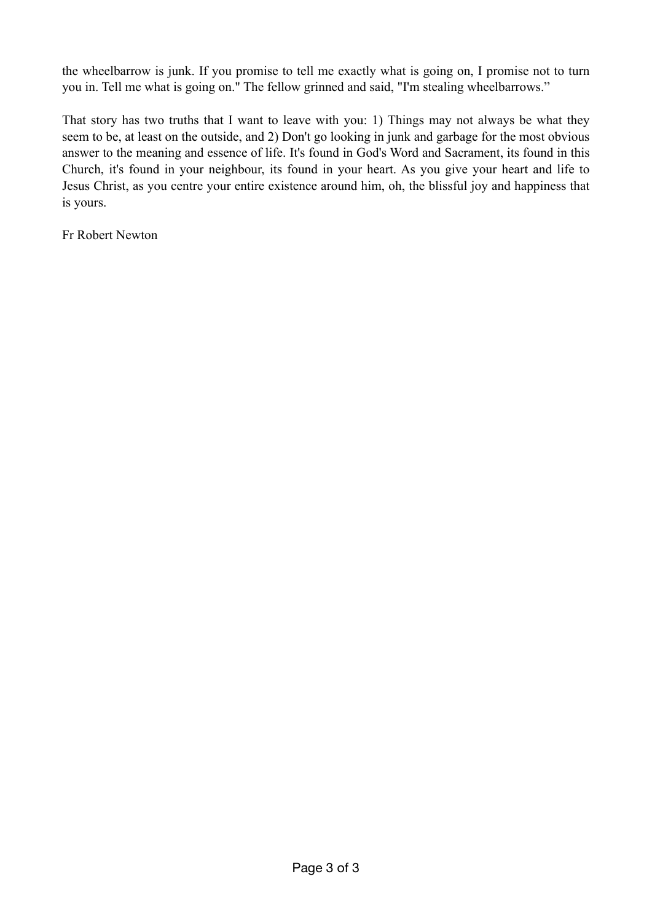the wheelbarrow is junk. If you promise to tell me exactly what is going on, I promise not to turn you in. Tell me what is going on." The fellow grinned and said, "I'm stealing wheelbarrows."

That story has two truths that I want to leave with you: 1) Things may not always be what they seem to be, at least on the outside, and 2) Don't go looking in junk and garbage for the most obvious answer to the meaning and essence of life. It's found in God's Word and Sacrament, its found in this Church, it's found in your neighbour, its found in your heart. As you give your heart and life to Jesus Christ, as you centre your entire existence around him, oh, the blissful joy and happiness that is yours.

Fr Robert Newton